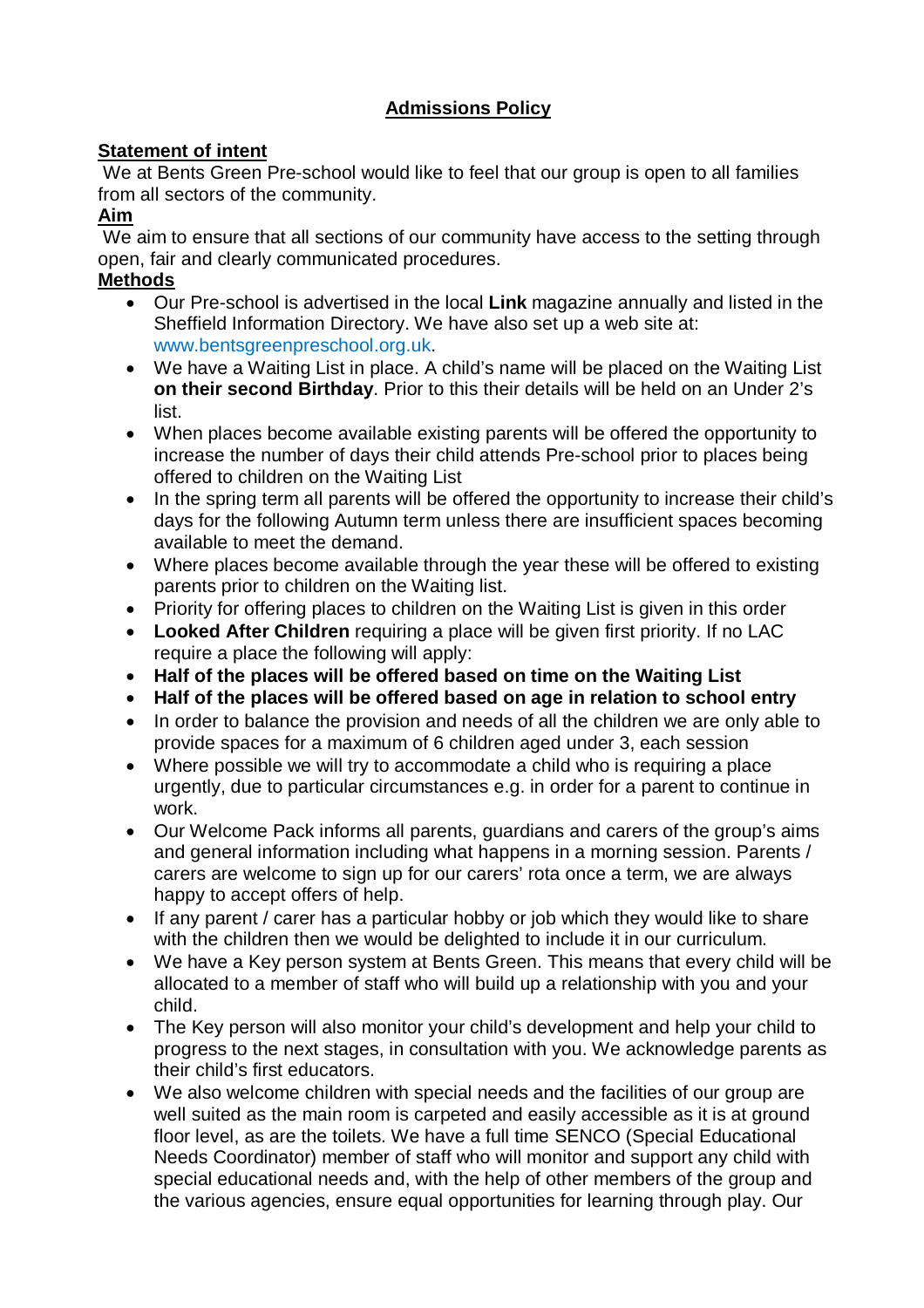# Admissions Policy

**Statement of intent**

We at Bents Green Pre-school would like to feel that our group is open to all families from all sectors of the community.

**Aim**

We aim to ensure that all sections of our community have access to the setting through open, fair and clearly communicated procedures.

**Methods**

- Our Pre-school is advertised in the local **Link** magazine annually and listed in the Sheffield Information Directory. We have also set up a web site at: www.bentsgreenpreschool.org.uk.
- We have a Waiting List in place. A child's name will be placed on the Waiting List **on their second Birthday**. Prior to this their details will be held on an Under 2's list.
- When places become available existing parents will be offered the opportunity to increase the number of days their child attends Pre-school prior to places being offered to children on the Waiting List
- In the spring term all parents will be offered the opportunity to increase their child's days for the following Autumn term unless there are insufficient spaces becoming available to meet the demand.
- Where places become available through the year these will be offered to existing parents prior to children on the Waiting list.
- Priority for offering places to children on the Waiting List is given in this order
- **Looked After Children** requiring a place will be given first priority. If no LAC require a place the following will apply:
- **Half of the places will be offered based on time on the Waiting List**
- **Half of the places will be offered based on age in relation to school entry**
- In order to balance the provision and needs of all the children we are only able to provide spaces for a maximum of 6 children aged under 3, each session
- Where possible we will try to accommodate a child who is requiring a place urgently, due to particular circumstances e.g. in order for a parent to continue in work.
- Our Welcome Pack informs all parents, guardians and carers of the group's aims and general information including what happens in a morning session. Parents / carers are welcome to sign up for our carers' rota once a term, we are always happy to accept offers of help.
- If any parent / carer has a particular hobby or job which they would like to share with the children then we would be delighted to include it in our curriculum.
- We have a Key person system at Bents Green. This means that every child will be allocated to a member of staff who will build up a relationship with you and your child.
- The Key person will also monitor your child's development and help your child to progress to the next stages, in consultation with you. We acknowledge parents as their child's first educators.
- We also welcome children with special needs and the facilities of our group are well suited as the main room is carpeted and easily accessible as it is at ground floor level, as are the toilets. We have a full time SENCO (Special Educational Needs Coordinator) member of staff who will monitor and support any child with special educational needs and, with the help of other members of the group and the various agencies, ensure equal opportunities for learning through play. Our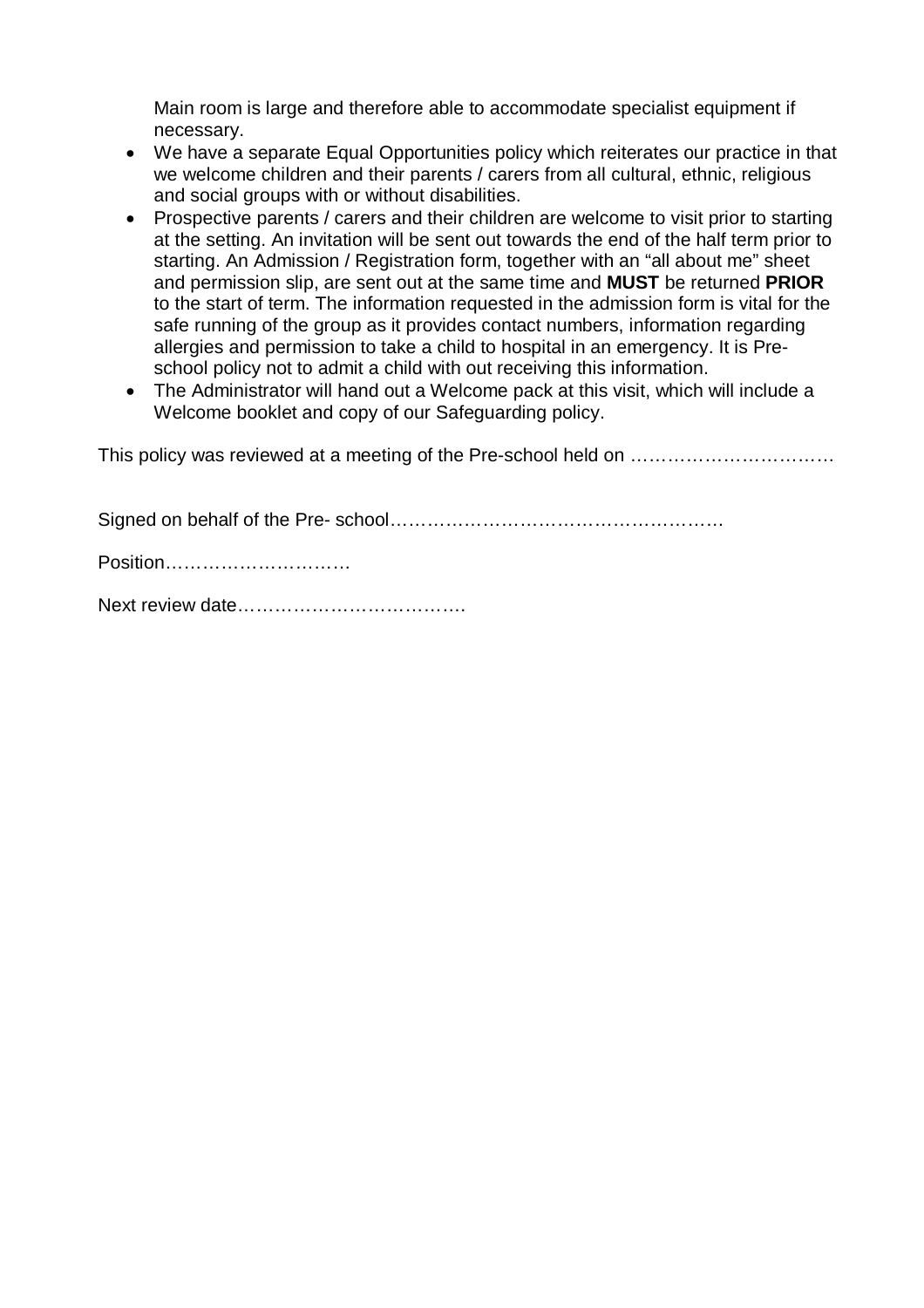Main room is large and therefore able to accommodate specialist equipment if necessary.

- We have a separate Equal Opportunities policy which reiterates our practice in that we welcome children and their parents / carers from all cultural, ethnic, religious and social groups with or without disabilities.
- Prospective parents / carers and their children are welcome to visit prior to starting at the setting. An invitation will be sent out towards the end of the half term prior to starting. An Admission / Registration form, together with an "all about me" sheet and permission slip, are sent out at the same time and **MUST** be returned **PRIOR** to the start of term. The information requested in the admission form is vital for the safe running of the group as it provides contact numbers, information regarding allergies and permission to take a child to hospital in an emergency. It is Pre-school policy not to admit a child with out receiving this information.
- The Administrator will hand out a Welcome pack at this visit, which will include a Welcome booklet and copy of our Safeguarding policy.

This policy was reviewed at a meeting of the Pre-school held on …………………………….

Signed on behalf of the Pre- school……………………………………………….

Position…………………………

Next review date……………………………….